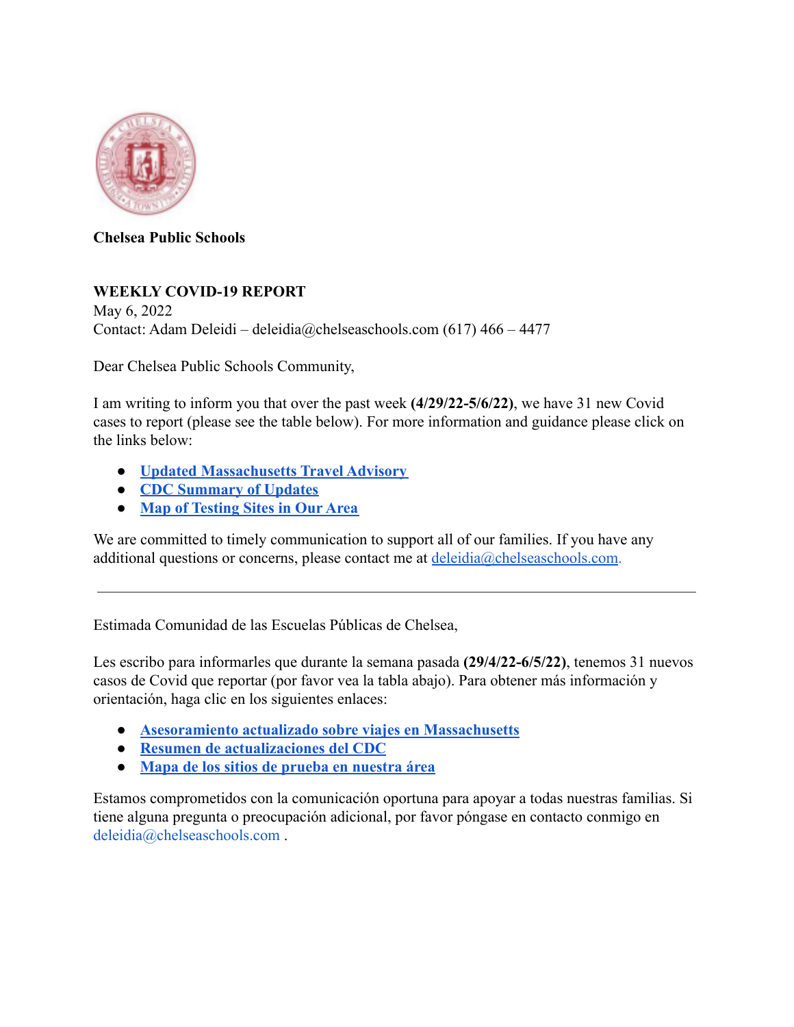**Chelsea Public Schools**

**WEEKLY COVID-19 REPORT**
May 6, 2022
Contact: Adam Deleidi – deleidia@chelseaschools.com (617) 466 – 4477

Dear Chelsea Public Schools Community,

I am writing to inform you that over the past week **(4/29/22-5/6/22)**, we have 31 new Covid cases to report (please see the table below). For more information and guidance please click on the links below:

- **Updated Massachusetts Travel Advisory**
- **CDC Summary of Updates**
- **Map of Testing Sites in Our Area**

We are committed to timely communication to support all of our families. If you have any additional questions or concerns, please contact me at deleidia@chelseaschools.com.

---

Estimada Comunidad de las Escuelas Públicas de Chelsea,

Les escribo para informarles que durante la semana pasada **(29/4/22-6/5/22)**, tenemos 31 nuevos casos de Covid que reportar (por favor vea la tabla abajo). Para obtener más información y orientación, haga clic en los siguientes enlaces:

- **Asesoramiento actualizado sobre viajes en Massachusetts**
- **Resumen de actualizaciones del CDC**
- **Mapa de los sitios de prueba en nuestra área**

Estamos comprometidos con la comunicación oportuna para apoyar a todas nuestras familias. Si tiene alguna pregunta o preocupación adicional, por favor póngase en contacto conmigo en deleidia@chelseaschools.com .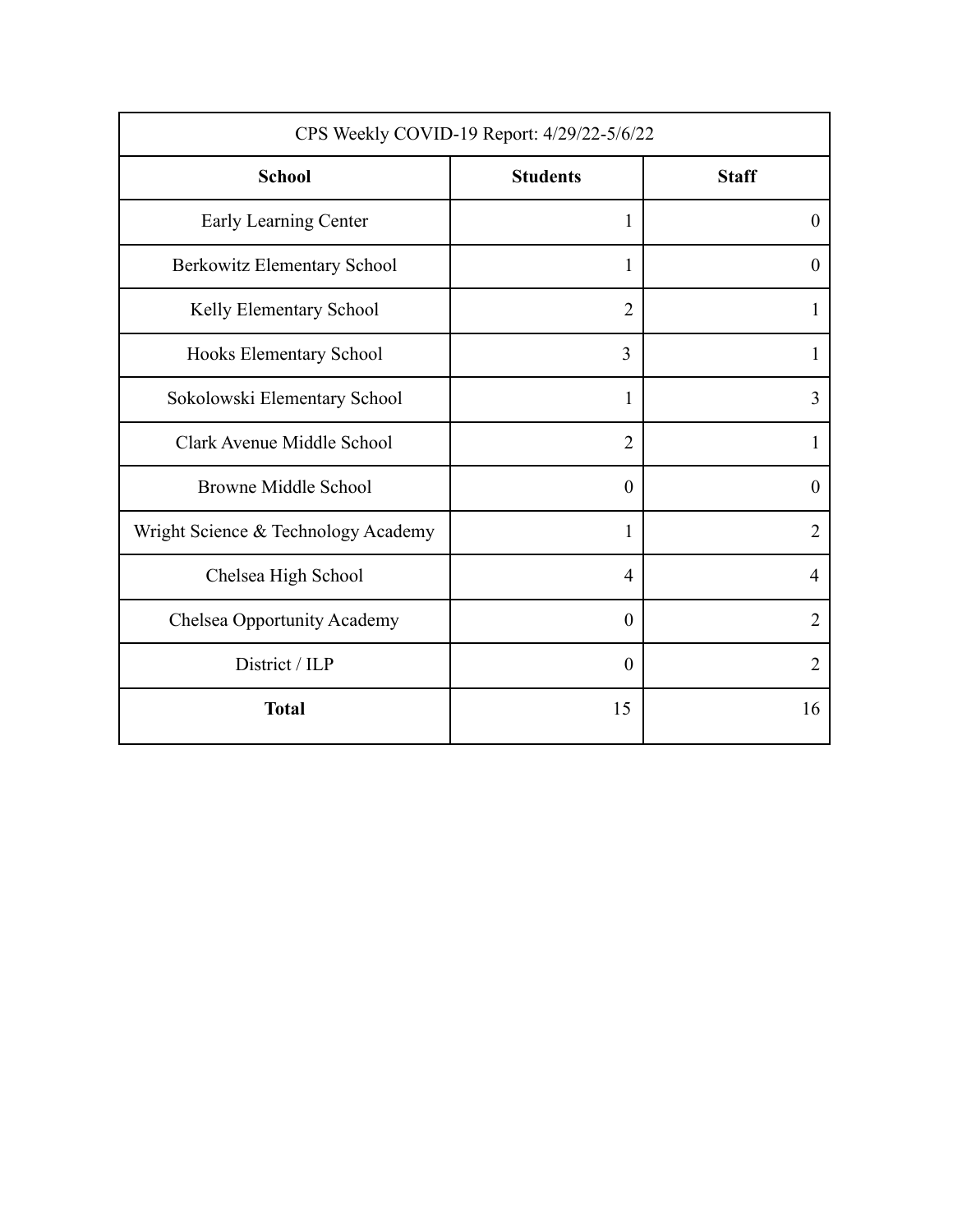| CPS Weekly COVID-19 Report: 4/29/22-5/6/22 | | |
|---|---|---|
| **School** | **Students** | **Staff** |
| Early Learning Center | 1 | 0 |
| Berkowitz Elementary School | 1 | 0 |
| Kelly Elementary School | 2 | 1 |
| Hooks Elementary School | 3 | 1 |
| Sokolowski Elementary School | 1 | 3 |
| Clark Avenue Middle School | 2 | 1 |
| Browne Middle School | 0 | 0 |
| Wright Science & Technology Academy | 1 | 2 |
| Chelsea High School | 4 | 4 |
| Chelsea Opportunity Academy | 0 | 2 |
| District / ILP | 0 | 2 |
| **Total** | 15 | 16 |